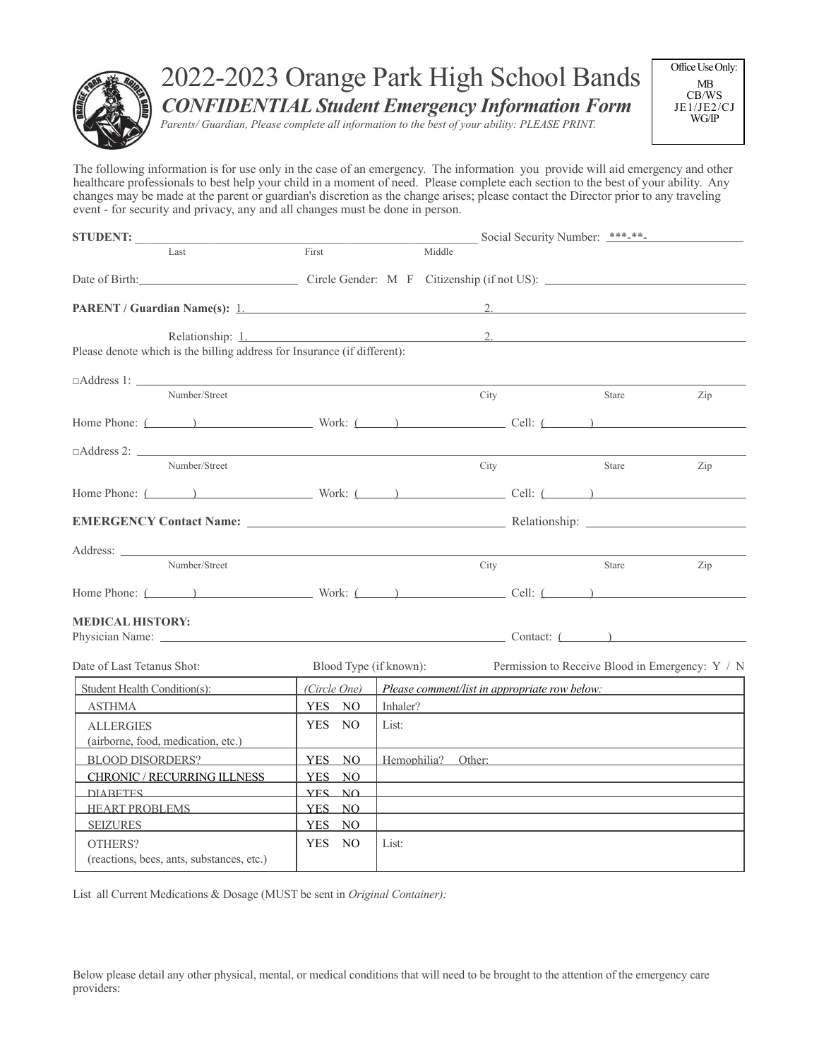# 2022-2023 Orange Park High School Bands

## *CONFIDENTIAL Student Emergency Information Form*

*Parents/ Guardian, Please complete all information to the best of your ability: PLEASE PRINT.*

Office Use Only:
MB
CB/WS
JE1/JE2/CJ
WG/IP

The following information is for use only in the case of an emergency. The information you provide will aid emergency and other healthcare professionals to best help your child in a moment of need. Please complete each section to the best of your ability. Any changes may be made at the parent or guardian's discretion as the change arises; please contact the Director prior to any traveling event - for security and privacy, any and all changes must be done in person.

**STUDENT:** ______________________________ Social Security Number: ***-**-__________
Last First Middle

Date of Birth: ____________ Circle Gender: M F Citizenship (if not US): ____________

**PARENT / Guardian Name(s):** 1. ____________ 2. ____________

Relationship: 1. ____________ 2. ____________

Please denote which is the billing address for Insurance (if different):

□Address 1: ______________________________
Number/Street City Stare Zip

Home Phone: (     ) ________ Work: (     ) ________ Cell: (     ) ________

□Address 2: ______________________________
Number/Street City Stare Zip

Home Phone: (     ) ________ Work: (     ) ________ Cell: (     ) ________

**EMERGENCY Contact Name:** ____________ Relationship: ____________

Address: ______________________________
Number/Street City Stare Zip

Home Phone: (     ) ________ Work: (     ) ________ Cell: (     ) ________

**MEDICAL HISTORY:**

Physician Name: ____________ Contact: (     ) ________

Date of Last Tetanus Shot: Blood Type (if known): Permission to Receive Blood in Emergency: Y / N

| Student Health Condition(s): | *(Circle One)* | *Please comment/list in appropriate row below:* |
|---|---|---|
| ASTHMA | YES NO | Inhaler? |
| ALLERGIES (airborne, food, medication, etc.) | YES NO | List: |
| BLOOD DISORDERS? | YES NO | Hemophilia? Other: |
| CHRONIC / RECURRING ILLNESS | YES NO | |
| DIABETES | YES NO | |
| HEART PROBLEMS | YES NO | |
| SEIZURES | YES NO | |
| OTHERS? (reactions, bees, ants, substances, etc.) | YES NO | List: |

List all Current Medications & Dosage (MUST be sent in *Original Container):*

Below please detail any other physical, mental, or medical conditions that will need to be brought to the attention of the emergency care providers: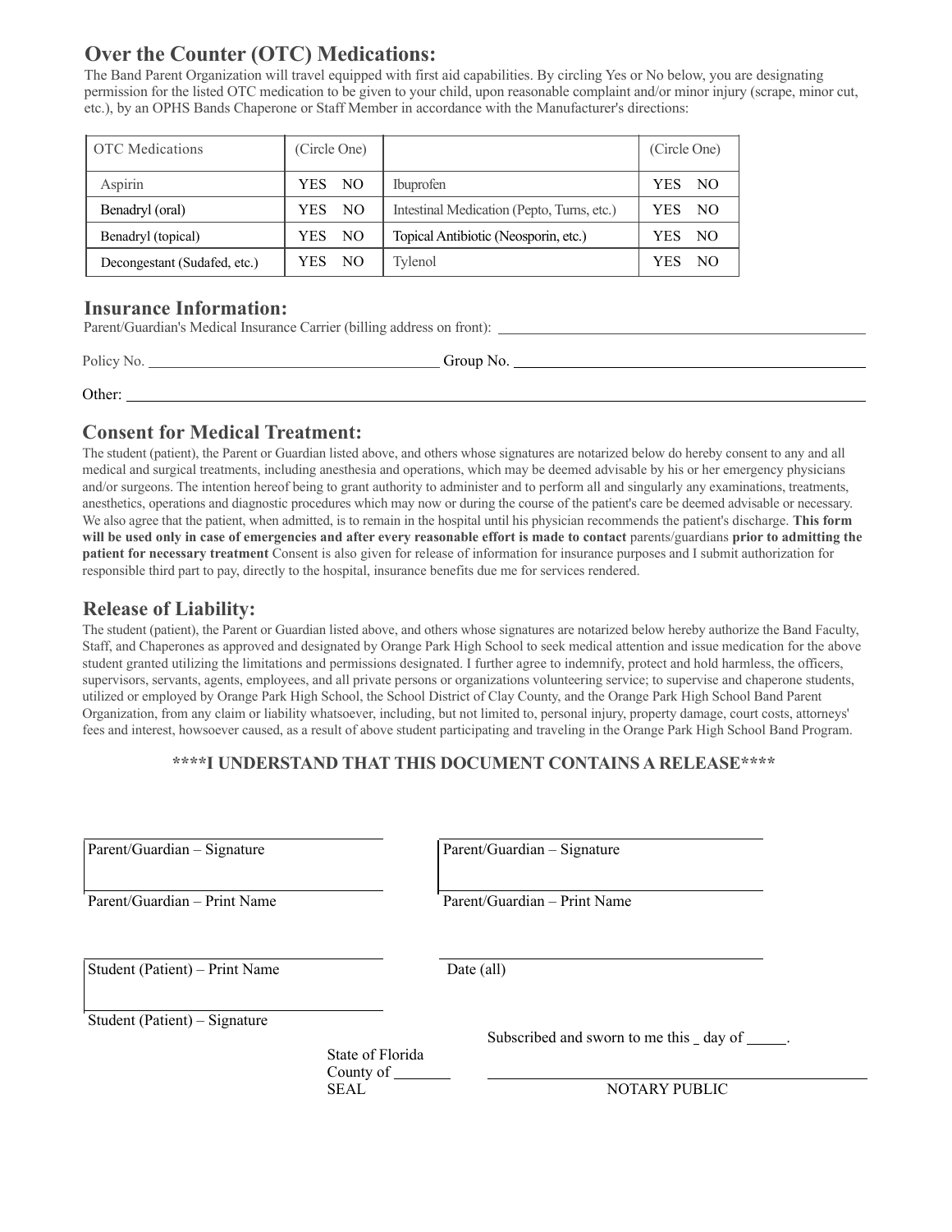## Over the Counter (OTC) Medications:

The Band Parent Organization will travel equipped with first aid capabilities. By circling Yes or No below, you are designating permission for the listed OTC medication to be given to your child, upon reasonable complaint and/or minor injury (scrape, minor cut, etc.), by an OPHS Bands Chaperone or Staff Member in accordance with the Manufacturer's directions:

| OTC Medications | (Circle One) | | (Circle One) |
|---|---|---|---|
| Aspirin | YES NO | Ibuprofen | YES NO |
| Benadryl (oral) | YES NO | Intestinal Medication (Pepto, Turns, etc.) | YES NO |
| Benadryl (topical) | YES NO | Topical Antibiotic (Neosporin, etc.) | YES NO |
| Decongestant (Sudafed, etc.) | YES NO | Tylenol | YES NO |

## Insurance Information:

Parent/Guardian's Medical Insurance Carrier (billing address on front): ______________________________

Policy No. ______________________________ Group No. ______________________________

Other: ______________________________

## Consent for Medical Treatment:

The student (patient), the Parent or Guardian listed above, and others whose signatures are notarized below do hereby consent to any and all medical and surgical treatments, including anesthesia and operations, which may be deemed advisable by his or her emergency physicians and/or surgeons. The intention hereof being to grant authority to administer and to perform all and singularly any examinations, treatments, anesthetics, operations and diagnostic procedures which may now or during the course of the patient's care be deemed advisable or necessary. We also agree that the patient, when admitted, is to remain in the hospital until his physician recommends the patient's discharge. **This form will be used only in case of emergencies and after every reasonable effort is made to contact** parents/guardians **prior to admitting the patient for necessary treatment** Consent is also given for release of information for insurance purposes and I submit authorization for responsible third part to pay, directly to the hospital, insurance benefits due me for services rendered.

## Release of Liability:

The student (patient), the Parent or Guardian listed above, and others whose signatures are notarized below hereby authorize the Band Faculty, Staff, and Chaperones as approved and designated by Orange Park High School to seek medical attention and issue medication for the above student granted utilizing the limitations and permissions designated. I further agree to indemnify, protect and hold harmless, the officers, supervisors, servants, agents, employees, and all private persons or organizations volunteering service; to supervise and chaperone students, utilized or employed by Orange Park High School, the School District of Clay County, and the Orange Park High School Band Parent Organization, from any claim or liability whatsoever, including, but not limited to, personal injury, property damage, court costs, attorneys' fees and interest, howsoever caused, as a result of above student participating and traveling in the Orange Park High School Band Program.

**\*\*\*\*I UNDERSTAND THAT THIS DOCUMENT CONTAINS A RELEASE\*\*\*\***

Parent/Guardian – Signature

Parent/Guardian – Print Name

Parent/Guardian – Signature

Parent/Guardian – Print Name

Student (Patient) – Print Name

Date (all)

Student (Patient) – Signature

Subscribed and sworn to me this _ day of _____.

State of Florida
County of _______
SEAL

NOTARY PUBLIC